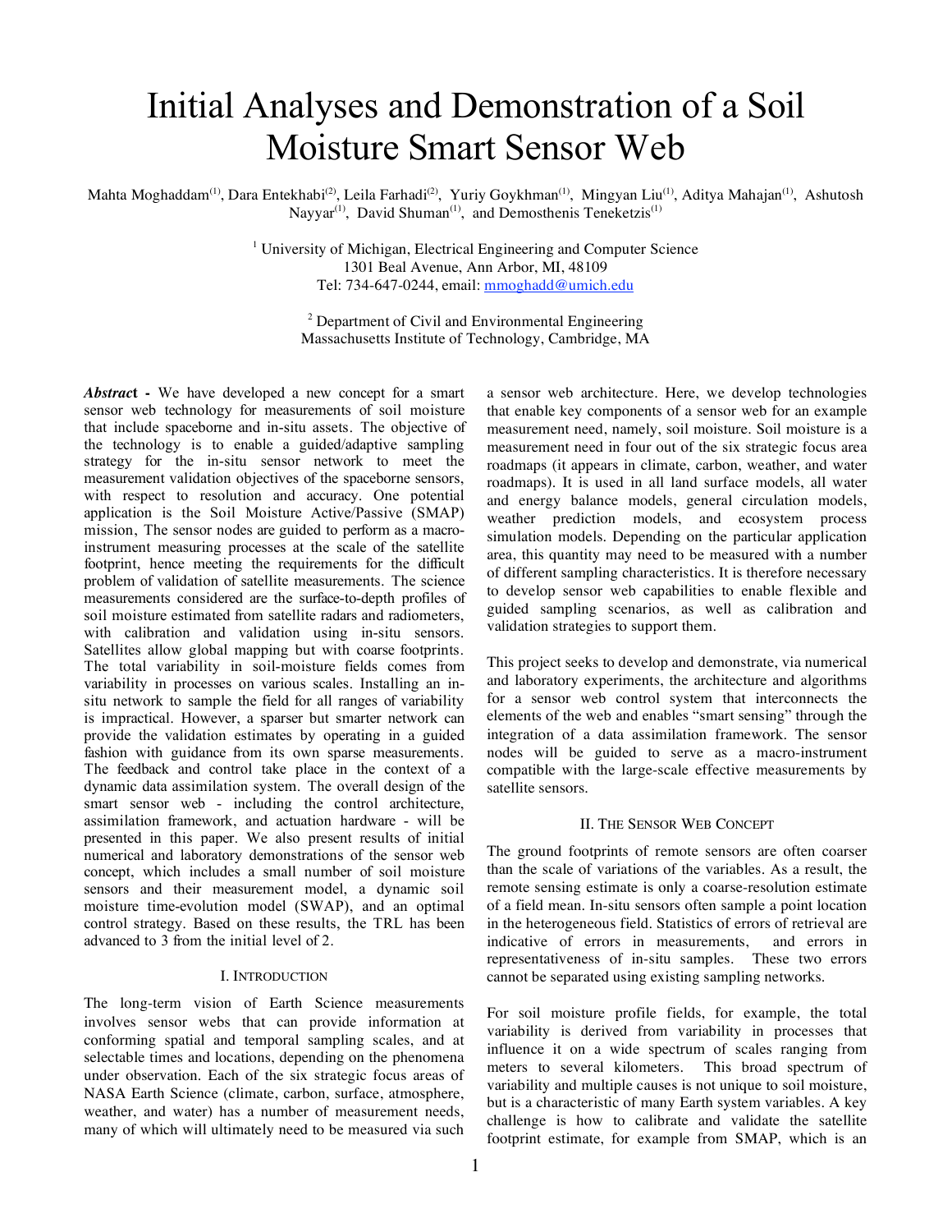# Initial Analyses and Demonstration of a Soil Moisture Smart Sensor Web

Mahta Moghaddam[(1)], Dara Entekhabi[(2)], Leila Farhadi[(2)], Yuriy Goykhman[(1)], Mingyan Liu[(1)], Aditya Mahajan[(1)], Ashutosh Nayyar[(1)], David Shuman[(1)], and Demosthenis Teneketzis[(1)]

[1] University of Michigan, Electrical Engineering and Computer Science
1301 Beal Avenue, Ann Arbor, MI, 48109
Tel: 734-647-0244, email: mmoghadd@umich.edu

[2] Department of Civil and Environmental Engineering
Massachusetts Institute of Technology, Cambridge, MA

***Abstract* -** We have developed a new concept for a smart sensor web technology for measurements of soil moisture that include spaceborne and in-situ assets. The objective of the technology is to enable a guided/adaptive sampling strategy for the in-situ sensor network to meet the measurement validation objectives of the spaceborne sensors, with respect to resolution and accuracy. One potential application is the Soil Moisture Active/Passive (SMAP) mission, The sensor nodes are guided to perform as a macro-instrument measuring processes at the scale of the satellite footprint, hence meeting the requirements for the difficult problem of validation of satellite measurements. The science measurements considered are the surface-to-depth profiles of soil moisture estimated from satellite radars and radiometers, with calibration and validation using in-situ sensors. Satellites allow global mapping but with coarse footprints. The total variability in soil-moisture fields comes from variability in processes on various scales. Installing an in-situ network to sample the field for all ranges of variability is impractical. However, a sparser but smarter network can provide the validation estimates by operating in a guided fashion with guidance from its own sparse measurements. The feedback and control take place in the context of a dynamic data assimilation system. The overall design of the smart sensor web - including the control architecture, assimilation framework, and actuation hardware - will be presented in this paper. We also present results of initial numerical and laboratory demonstrations of the sensor web concept, which includes a small number of soil moisture sensors and their measurement model, a dynamic soil moisture time-evolution model (SWAP), and an optimal control strategy. Based on these results, the TRL has been advanced to 3 from the initial level of 2.

## I. Introduction

The long-term vision of Earth Science measurements involves sensor webs that can provide information at conforming spatial and temporal sampling scales, and at selectable times and locations, depending on the phenomena under observation. Each of the six strategic focus areas of NASA Earth Science (climate, carbon, surface, atmosphere, weather, and water) has a number of measurement needs, many of which will ultimately need to be measured via such a sensor web architecture. Here, we develop technologies that enable key components of a sensor web for an example measurement need, namely, soil moisture. Soil moisture is a measurement need in four out of the six strategic focus area roadmaps (it appears in climate, carbon, weather, and water roadmaps). It is used in all land surface models, all water and energy balance models, general circulation models, weather prediction models, and ecosystem process simulation models. Depending on the particular application area, this quantity may need to be measured with a number of different sampling characteristics. It is therefore necessary to develop sensor web capabilities to enable flexible and guided sampling scenarios, as well as calibration and validation strategies to support them.

This project seeks to develop and demonstrate, via numerical and laboratory experiments, the architecture and algorithms for a sensor web control system that interconnects the elements of the web and enables "smart sensing" through the integration of a data assimilation framework. The sensor nodes will be guided to serve as a macro-instrument compatible with the large-scale effective measurements by satellite sensors.

## II. The Sensor Web Concept

The ground footprints of remote sensors are often coarser than the scale of variations of the variables. As a result, the remote sensing estimate is only a coarse-resolution estimate of a field mean. In-situ sensors often sample a point location in the heterogeneous field. Statistics of errors of retrieval are indicative of errors in measurements, and errors in representativeness of in-situ samples. These two errors cannot be separated using existing sampling networks.

For soil moisture profile fields, for example, the total variability is derived from variability in processes that influence it on a wide spectrum of scales ranging from meters to several kilometers. This broad spectrum of variability and multiple causes is not unique to soil moisture, but is a characteristic of many Earth system variables. A key challenge is how to calibrate and validate the satellite footprint estimate, for example from SMAP, which is an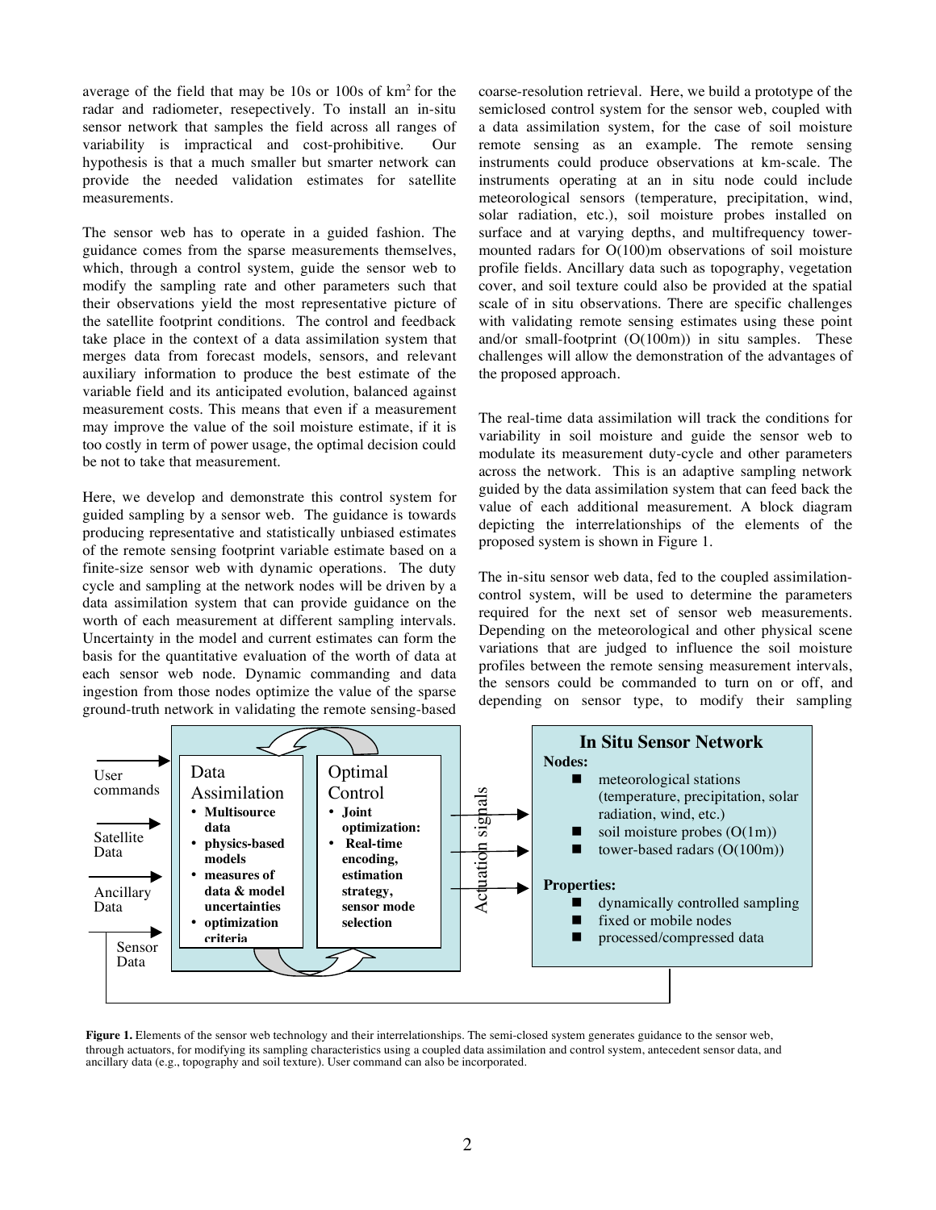average of the field that may be 10s or 100s of km$^2$ for the radar and radiometer, resepectively. To install an in-situ sensor network that samples the field across all ranges of variability is impractical and cost-prohibitive. Our hypothesis is that a much smaller but smarter network can provide the needed validation estimates for satellite measurements.

The sensor web has to operate in a guided fashion. The guidance comes from the sparse measurements themselves, which, through a control system, guide the sensor web to modify the sampling rate and other parameters such that their observations yield the most representative picture of the satellite footprint conditions. The control and feedback take place in the context of a data assimilation system that merges data from forecast models, sensors, and relevant auxiliary information to produce the best estimate of the variable field and its anticipated evolution, balanced against measurement costs. This means that even if a measurement may improve the value of the soil moisture estimate, if it is too costly in term of power usage, the optimal decision could be not to take that measurement.

Here, we develop and demonstrate this control system for guided sampling by a sensor web. The guidance is towards producing representative and statistically unbiased estimates of the remote sensing footprint variable estimate based on a finite-size sensor web with dynamic operations. The duty cycle and sampling at the network nodes will be driven by a data assimilation system that can provide guidance on the worth of each measurement at different sampling intervals. Uncertainty in the model and current estimates can form the basis for the quantitative evaluation of the worth of data at each sensor web node. Dynamic commanding and data ingestion from those nodes optimize the value of the sparse ground-truth network in validating the remote sensing-based coarse-resolution retrieval. Here, we build a prototype of the semiclosed control system for the sensor web, coupled with a data assimilation system, for the case of soil moisture remote sensing as an example. The remote sensing instruments could produce observations at km-scale. The instruments operating at an in situ node could include meteorological sensors (temperature, precipitation, wind, solar radiation, etc.), soil moisture probes installed on surface and at varying depths, and multifrequency tower-mounted radars for O(100)m observations of soil moisture profile fields. Ancillary data such as topography, vegetation cover, and soil texture could also be provided at the spatial scale of in situ observations. There are specific challenges with validating remote sensing estimates using these point and/or small-footprint (O(100m)) in situ samples. These challenges will allow the demonstration of the advantages of the proposed approach.

The real-time data assimilation will track the conditions for variability in soil moisture and guide the sensor web to modulate its measurement duty-cycle and other parameters across the network. This is an adaptive sampling network guided by the data assimilation system that can feed back the value of each additional measurement. A block diagram depicting the interrelationships of the elements of the proposed system is shown in Figure 1.

The in-situ sensor web data, fed to the coupled assimilation-control system, will be used to determine the parameters required for the next set of sensor web measurements. Depending on the meteorological and other physical scene variations that are judged to influence the soil moisture profiles between the remote sensing measurement intervals, the sensors could be commanded to turn on or off, and depending on sensor type, to modify their sampling

User commands | Satellite Data | Ancillary Data | Sensor Data

**Data Assimilation**
- **Multisource data**
- **physics-based models**
- **measures of data & model uncertainties**
- **optimization criteria**

**Optimal Control**
- **Joint optimization:**
- **Real-time encoding, estimation strategy, sensor mode selection**

Actuation signals

**In Situ Sensor Network**

**Nodes:**
- meteorological stations (temperature, precipitation, solar radiation, wind, etc.)
- soil moisture probes (O(1m))
- tower-based radars (O(100m))

**Properties:**
- dynamically controlled sampling
- fixed or mobile nodes
- processed/compressed data

**Figure 1.** Elements of the sensor web technology and their interrelationships. The semi-closed system generates guidance to the sensor web, through actuators, for modifying its sampling characteristics using a coupled data assimilation and control system, antecedent sensor data, and ancillary data (e.g., topography and soil texture). User command can also be incorporated.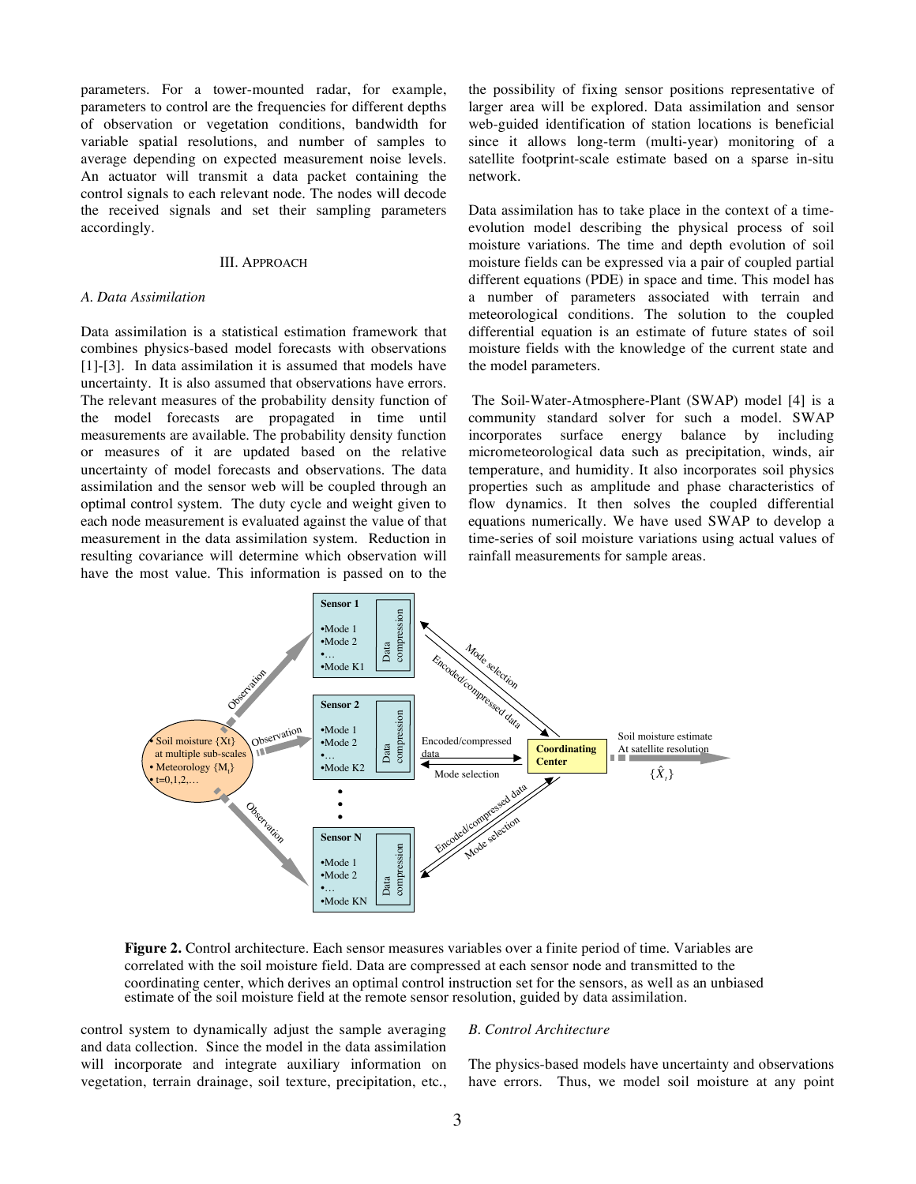parameters. For a tower-mounted radar, for example, parameters to control are the frequencies for different depths of observation or vegetation conditions, bandwidth for variable spatial resolutions, and number of samples to average depending on expected measurement noise levels. An actuator will transmit a data packet containing the control signals to each relevant node. The nodes will decode the received signals and set their sampling parameters accordingly.

## III. Approach

### *A. Data Assimilation*

Data assimilation is a statistical estimation framework that combines physics-based model forecasts with observations [1]-[3]. In data assimilation it is assumed that models have uncertainty. It is also assumed that observations have errors. The relevant measures of the probability density function of the model forecasts are propagated in time until measurements are available. The probability density function or measures of it are updated based on the relative uncertainty of model forecasts and observations. The data assimilation and the sensor web will be coupled through an optimal control system. The duty cycle and weight given to each node measurement is evaluated against the value of that measurement in the data assimilation system. Reduction in resulting covariance will determine which observation will have the most value. This information is passed on to the control system to dynamically adjust the sample averaging and data collection. Since the model in the data assimilation will incorporate and integrate auxiliary information on vegetation, terrain drainage, soil texture, precipitation, etc., the possibility of fixing sensor positions representative of larger area will be explored. Data assimilation and sensor web-guided identification of station locations is beneficial since it allows long-term (multi-year) monitoring of a satellite footprint-scale estimate based on a sparse in-situ network.

Data assimilation has to take place in the context of a time-evolution model describing the physical process of soil moisture variations. The time and depth evolution of soil moisture fields can be expressed via a pair of coupled partial different equations (PDE) in space and time. This model has a number of parameters associated with terrain and meteorological conditions. The solution to the coupled differential equation is an estimate of future states of soil moisture fields with the knowledge of the current state and the model parameters.

The Soil-Water-Atmosphere-Plant (SWAP) model [4] is a community standard solver for such a model. SWAP incorporates surface energy balance by including micrometeorological data such as precipitation, winds, air temperature, and humidity. It also incorporates soil physics properties such as amplitude and phase characteristics of flow dynamics. It then solves the coupled differential equations numerically. We have used SWAP to develop a time-series of soil moisture variations using actual values of rainfall measurements for sample areas.

**Figure 2.** Control architecture. Each sensor measures variables over a finite period of time. Variables are correlated with the soil moisture field. Data are compressed at each sensor node and transmitted to the coordinating center, which derives an optimal control instruction set for the sensors, as well as an unbiased estimate of the soil moisture field at the remote sensor resolution, guided by data assimilation.

### *B. Control Architecture*

The physics-based models have uncertainty and observations have errors. Thus, we model soil moisture at any point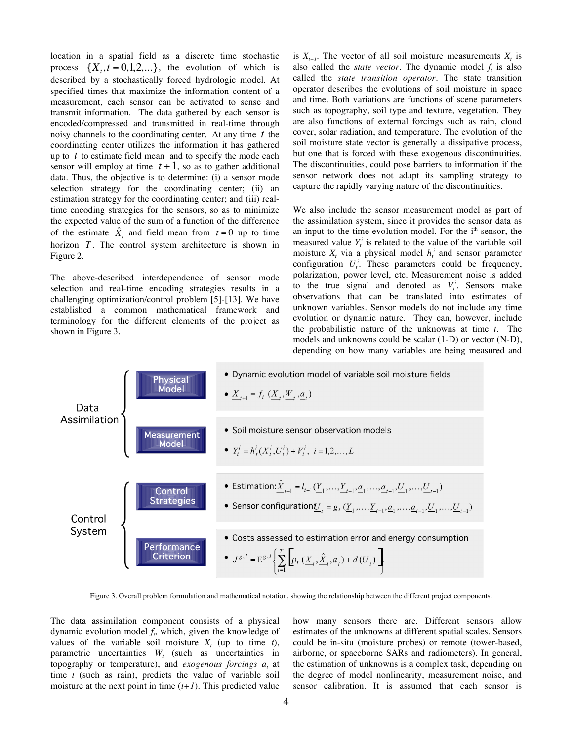location in a spatial field as a discrete time stochastic process $\{X_t, t = 0,1,2,...\}$, the evolution of which is described by a stochastically forced hydrologic model. At specified times that maximize the information content of a measurement, each sensor can be activated to sense and transmit information. The data gathered by each sensor is encoded/compressed and transmitted in real-time through noisy channels to the coordinating center. At any time $t$ the coordinating center utilizes the information it has gathered up to $t$ to estimate field mean and to specify the mode each sensor will employ at time $t+1$, so as to gather additional data. Thus, the objective is to determine: (i) a sensor mode selection strategy for the coordinating center; (ii) an estimation strategy for the coordinating center; and (iii) real-time encoding strategies for the sensors, so as to minimize the expected value of the sum of a function of the difference of the estimate $\hat{X}_t$ and field mean from $t = 0$ up to time horizon $T$. The control system architecture is shown in Figure 2.

The above-described interdependence of sensor mode selection and real-time encoding strategies results in a challenging optimization/control problem [5]-[13]. We have established a common mathematical framework and terminology for the different elements of the project as shown in Figure 3.

is $X_{t+1}$. The vector of all soil moisture measurements $X_t$ is also called the *state vector*. The dynamic model $f_t$ is also called the *state transition operator*. The state transition operator describes the evolutions of soil moisture in space and time. Both variations are functions of scene parameters such as topography, soil type and texture, vegetation. They are also functions of external forcings such as rain, cloud cover, solar radiation, and temperature. The evolution of the soil moisture state vector is generally a dissipative process, but one that is forced with these exogenous discontinuities. The discontinuities, could pose barriers to information if the sensor network does not adapt its sampling strategy to capture the rapidly varying nature of the discontinuities.

We also include the sensor measurement model as part of the assimilation system, since it provides the sensor data as an input to the time-evolution model. For the i[th] sensor, the measured value $Y_t^i$ is related to the value of the variable soil moisture $X_t$ via a physical model $h_t^i$ and sensor parameter configuration $U_t^i$. These parameters could be frequency, polarization, power level, etc. Measurement noise is added to the true signal and denoted as $V_t^i$. Sensors make observations that can be translated into estimates of unknown variables. Sensor models do not include any time evolution or dynamic nature. They can, however, include the probabilistic nature of the unknowns at time $t$. The models and unknowns could be scalar (1-D) or vector (N-D), depending on how many variables are being measured and

**Data Assimilation**

- **Physical Model**
  - Dynamic evolution model of variable soil moisture fields
  - $\underline{X}_{t+1} = f_t(\underline{X}_t, \underline{W}_t, \underline{a}_t)$
- **Measurement Model**
  - Soil moisture sensor observation models
  - $Y_t^i = h_t^i(X_t^i, U_t^i) + V_t^i, \ i = 1,2,\ldots,L$

**Control System**

- **Control Strategies**
  - Estimation: $\hat{\underline{X}}_{t-1} = l_{t-1}(\underline{Y}_1,\ldots,\underline{Y}_{t-1},\underline{a}_1,\ldots,\underline{a}_{t-1},\underline{U}_1,\ldots,\underline{U}_{t-1})$
  - Sensor configuration: $\underline{U}_t = g_t(\underline{Y}_1,\ldots,\underline{Y}_{t-1},\underline{a}_1,\ldots,\underline{a}_{t-1},\underline{U}_1,\ldots,\underline{U}_{t-1})$
- **Performance Criterion**
  - Costs assessed to estimation error and energy consumption
  - $J^{g,l} = \mathrm{E}^{g,l}\left\{\sum_{t=1}^{T}\left[\rho_t(\underline{X}_t, \hat{\underline{X}}_t, \underline{a}_t) + d(\underline{U}_t)\right]\right\}$

Figure 3. Overall problem formulation and mathematical notation, showing the relationship between the different project components.

The data assimilation component consists of a physical dynamic evolution model $f_t$, which, given the knowledge of values of the variable soil moisture $X_t$ (up to time $t$), parametric uncertainties $W_t$ (such as uncertainties in topography or temperature), and *exogenous forcings* $a_t$ at time $t$ (such as rain), predicts the value of variable soil moisture at the next point in time ($t+1$). This predicted value

how many sensors there are. Different sensors allow estimates of the unknowns at different spatial scales. Sensors could be in-situ (moisture probes) or remote (tower-based, airborne, or spaceborne SARs and radiometers). In general, the estimation of unknowns is a complex task, depending on the degree of model nonlinearity, measurement noise, and sensor calibration. It is assumed that each sensor is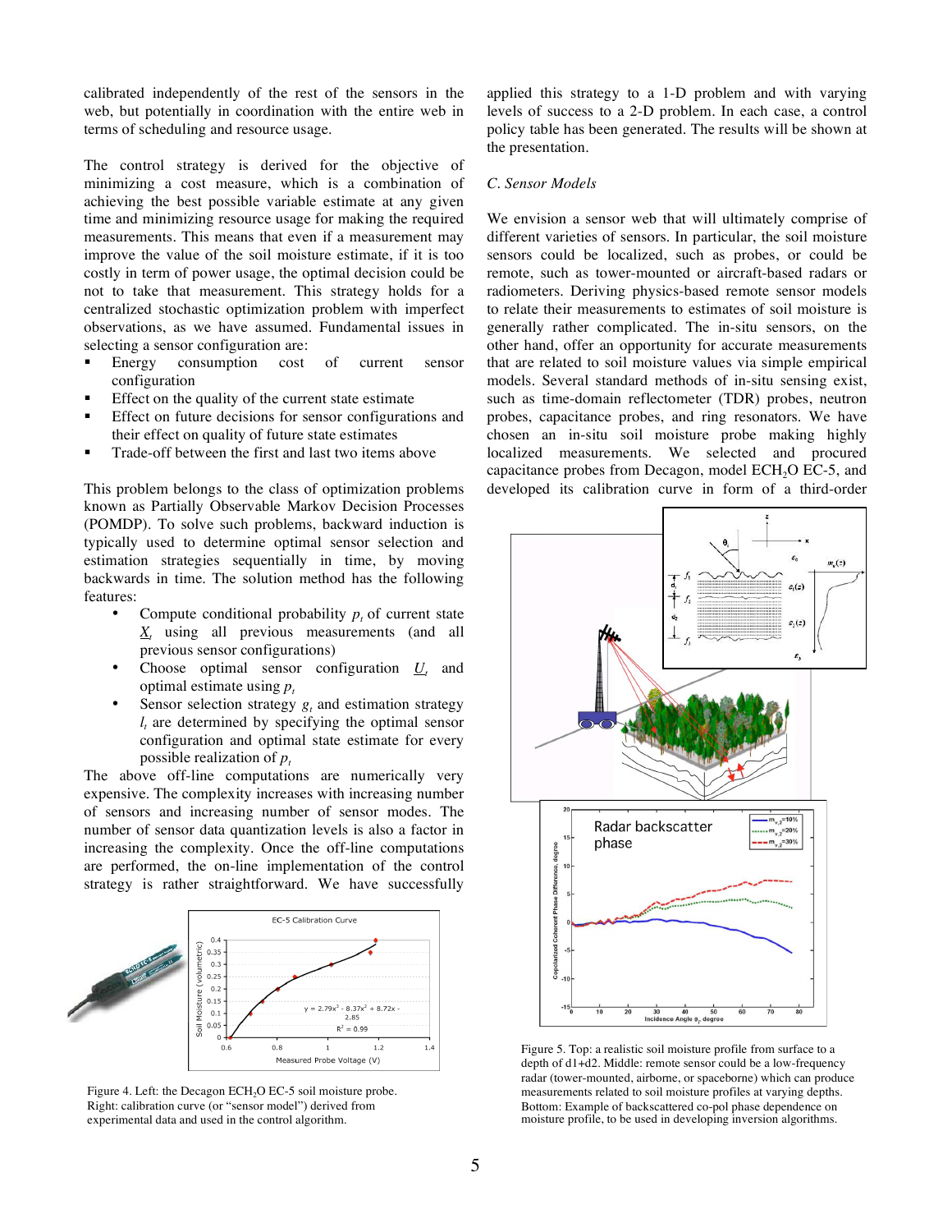calibrated independently of the rest of the sensors in the web, but potentially in coordination with the entire web in terms of scheduling and resource usage.

The control strategy is derived for the objective of minimizing a cost measure, which is a combination of achieving the best possible variable estimate at any given time and minimizing resource usage for making the required measurements. This means that even if a measurement may improve the value of the soil moisture estimate, if it is too costly in term of power usage, the optimal decision could be not to take that measurement. This strategy holds for a centralized stochastic optimization problem with imperfect observations, as we have assumed. Fundamental issues in selecting a sensor configuration are:

- Energy consumption cost of current sensor configuration
- Effect on the quality of the current state estimate
- Effect on future decisions for sensor configurations and their effect on quality of future state estimates
- Trade-off between the first and last two items above

This problem belongs to the class of optimization problems known as Partially Observable Markov Decision Processes (POMDP). To solve such problems, backward induction is typically used to determine optimal sensor selection and estimation strategies sequentially in time, by moving backwards in time. The solution method has the following features:

- Compute conditional probability $p_t$ of current state $\underline{X}_t$ using all previous measurements (and all previous sensor configurations)
- Choose optimal sensor configuration $\underline{U}_t$ and optimal estimate using $p_t$
- Sensor selection strategy $g_t$ and estimation strategy $l_t$ are determined by specifying the optimal sensor configuration and optimal state estimate for every possible realization of $p_t$

The above off-line computations are numerically very expensive. The complexity increases with increasing number of sensors and increasing number of sensor modes. The number of sensor data quantization levels is also a factor in increasing the complexity. Once the off-line computations are performed, the on-line implementation of the control strategy is rather straightforward. We have successfully applied this strategy to a 1-D problem and with varying levels of success to a 2-D problem. In each case, a control policy table has been generated. The results will be shown at the presentation.

Figure 4. Left: the Decagon $ECH_2O$ EC-5 soil moisture probe. Right: calibration curve (or "sensor model") derived from experimental data and used in the control algorithm.

*C. Sensor Models*

We envision a sensor web that will ultimately comprise of different varieties of sensors. In particular, the soil moisture sensors could be localized, such as probes, or could be remote, such as tower-mounted or aircraft-based radars or radiometers. Deriving physics-based remote sensor models to relate their measurements to estimates of soil moisture is generally rather complicated. The in-situ sensors, on the other hand, offer an opportunity for accurate measurements that are related to soil moisture values via simple empirical models. Several standard methods of in-situ sensing exist, such as time-domain reflectometer (TDR) probes, neutron probes, capacitance probes, and ring resonators. We have chosen an in-situ soil moisture probe making highly localized measurements. We selected and procured capacitance probes from Decagon, model $ECH_2O$ EC-5, and developed its calibration curve in form of a third-order

Figure 5. Top: a realistic soil moisture profile from surface to a depth of d1+d2. Middle: remote sensor could be a low-frequency radar (tower-mounted, airborne, or spaceborne) which can produce measurements related to soil moisture profiles at varying depths. Bottom: Example of backscattered co-pol phase dependence on moisture profile, to be used in developing inversion algorithms.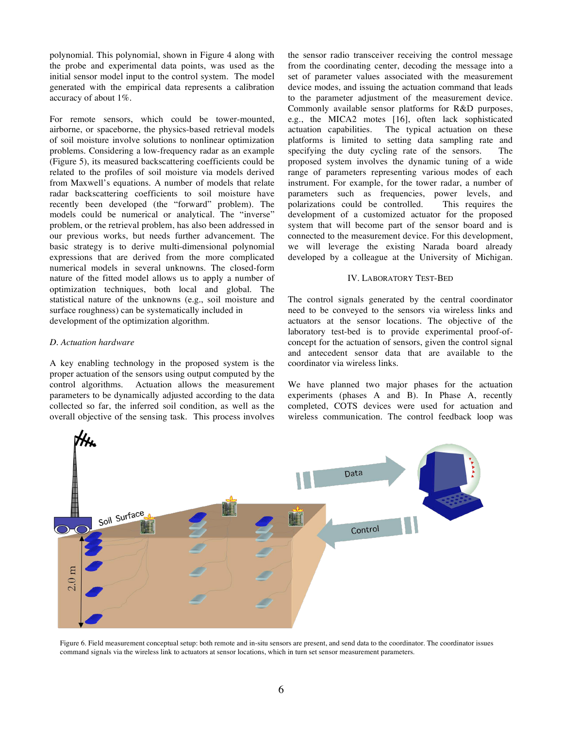polynomial. This polynomial, shown in Figure 4 along with the probe and experimental data points, was used as the initial sensor model input to the control system. The model generated with the empirical data represents a calibration accuracy of about 1%.

For remote sensors, which could be tower-mounted, airborne, or spaceborne, the physics-based retrieval models of soil moisture involve solutions to nonlinear optimization problems. Considering a low-frequency radar as an example (Figure 5), its measured backscattering coefficients could be related to the profiles of soil moisture via models derived from Maxwell's equations. A number of models that relate radar backscattering coefficients to soil moisture have recently been developed (the "forward" problem). The models could be numerical or analytical. The "inverse" problem, or the retrieval problem, has also been addressed in our previous works, but needs further advancement. The basic strategy is to derive multi-dimensional polynomial expressions that are derived from the more complicated numerical models in several unknowns. The closed-form nature of the fitted model allows us to apply a number of optimization techniques, both local and global. The statistical nature of the unknowns (e.g., soil moisture and surface roughness) can be systematically included in development of the optimization algorithm.

*D. Actuation hardware*

A key enabling technology in the proposed system is the proper actuation of the sensors using output computed by the control algorithms. Actuation allows the measurement parameters to be dynamically adjusted according to the data collected so far, the inferred soil condition, as well as the overall objective of the sensing task. This process involves the sensor radio transceiver receiving the control message from the coordinating center, decoding the message into a set of parameter values associated with the measurement device modes, and issuing the actuation command that leads to the parameter adjustment of the measurement device. Commonly available sensor platforms for R&D purposes, e.g., the MICA2 motes [16], often lack sophisticated actuation capabilities. The typical actuation on these platforms is limited to setting data sampling rate and specifying the duty cycling rate of the sensors. The proposed system involves the dynamic tuning of a wide range of parameters representing various modes of each instrument. For example, for the tower radar, a number of parameters such as frequencies, power levels, and polarizations could be controlled. This requires the development of a customized actuator for the proposed system that will become part of the sensor board and is connected to the measurement device. For this development, we will leverage the existing Narada board already developed by a colleague at the University of Michigan.

## IV. Laboratory Test-Bed

The control signals generated by the central coordinator need to be conveyed to the sensors via wireless links and actuators at the sensor locations. The objective of the laboratory test-bed is to provide experimental proof-of-concept for the actuation of sensors, given the control signal and antecedent sensor data that are available to the coordinator via wireless links.

We have planned two major phases for the actuation experiments (phases A and B). In Phase A, recently completed, COTS devices were used for actuation and wireless communication. The control feedback loop was

Figure 6. Field measurement conceptual setup: both remote and in-situ sensors are present, and send data to the coordinator. The coordinator issues command signals via the wireless link to actuators at sensor locations, which in turn set sensor measurement parameters.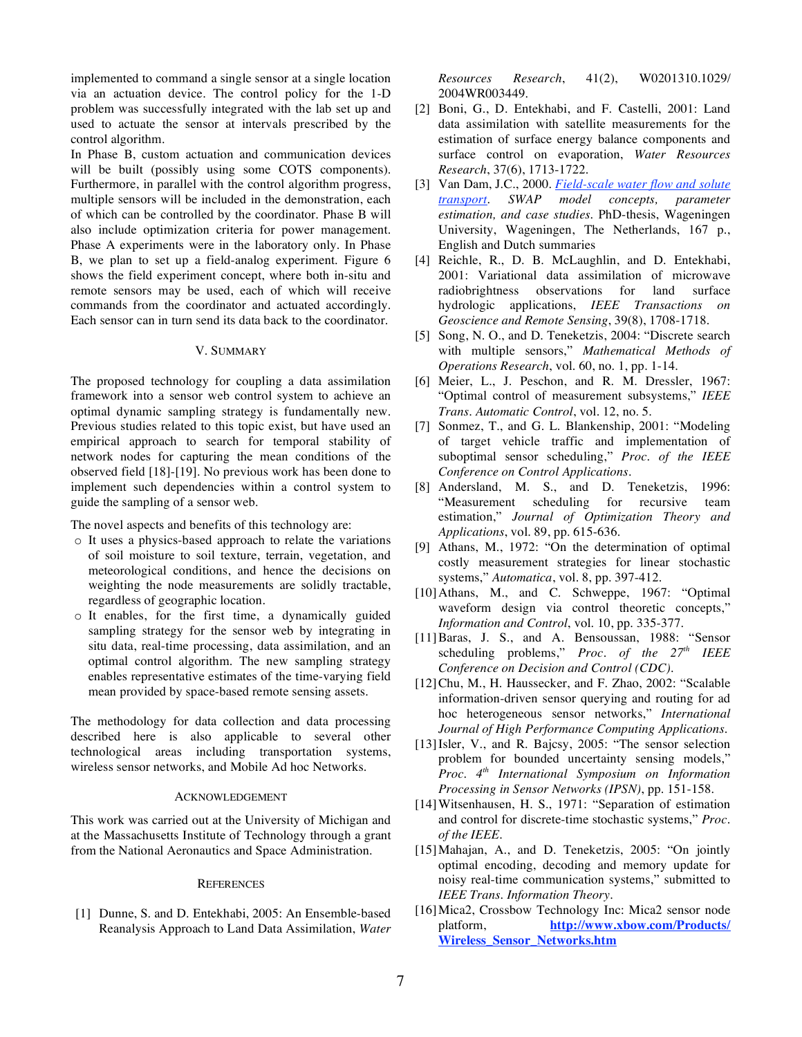implemented to command a single sensor at a single location via an actuation device. The control policy for the 1-D problem was successfully integrated with the lab set up and used to actuate the sensor at intervals prescribed by the control algorithm.

In Phase B, custom actuation and communication devices will be built (possibly using some COTS components). Furthermore, in parallel with the control algorithm progress, multiple sensors will be included in the demonstration, each of which can be controlled by the coordinator. Phase B will also include optimization criteria for power management. Phase A experiments were in the laboratory only. In Phase B, we plan to set up a field-analog experiment. Figure 6 shows the field experiment concept, where both in-situ and remote sensors may be used, each of which will receive commands from the coordinator and actuated accordingly. Each sensor can in turn send its data back to the coordinator.

## V. Summary

The proposed technology for coupling a data assimilation framework into a sensor web control system to achieve an optimal dynamic sampling strategy is fundamentally new. Previous studies related to this topic exist, but have used an empirical approach to search for temporal stability of network nodes for capturing the mean conditions of the observed field [18]-[19]. No previous work has been done to implement such dependencies within a control system to guide the sampling of a sensor web.

The novel aspects and benefits of this technology are:

- It uses a physics-based approach to relate the variations of soil moisture to soil texture, terrain, vegetation, and meteorological conditions, and hence the decisions on weighting the node measurements are solidly tractable, regardless of geographic location.
- It enables, for the first time, a dynamically guided sampling strategy for the sensor web by integrating in situ data, real-time processing, data assimilation, and an optimal control algorithm. The new sampling strategy enables representative estimates of the time-varying field mean provided by space-based remote sensing assets.

The methodology for data collection and data processing described here is also applicable to several other technological areas including transportation systems, wireless sensor networks, and Mobile Ad hoc Networks.

## Acknowledgement

This work was carried out at the University of Michigan and at the Massachusetts Institute of Technology through a grant from the National Aeronautics and Space Administration.

## References

[1] Dunne, S. and D. Entekhabi, 2005: An Ensemble-based Reanalysis Approach to Land Data Assimilation, *Water Resources Research*, 41(2), W0201310.1029/ 2004WR003449.

[2] Boni, G., D. Entekhabi, and F. Castelli, 2001: Land data assimilation with satellite measurements for the estimation of surface energy balance components and surface control on evaporation, *Water Resources Research*, 37(6), 1713-1722.

[3] Van Dam, J.C., 2000. *Field-scale water flow and solute transport*. *SWAP model concepts, parameter estimation, and case studies.* PhD-thesis, Wageningen University, Wageningen, The Netherlands, 167 p., English and Dutch summaries

[4] Reichle, R., D. B. McLaughlin, and D. Entekhabi, 2001: Variational data assimilation of microwave radiobrightness observations for land surface hydrologic applications, *IEEE Transactions on Geoscience and Remote Sensing*, 39(8), 1708-1718.

[5] Song, N. O., and D. Teneketzis, 2004: "Discrete search with multiple sensors," *Mathematical Methods of Operations Research*, vol. 60, no. 1, pp. 1-14.

[6] Meier, L., J. Peschon, and R. M. Dressler, 1967: "Optimal control of measurement subsystems," *IEEE Trans. Automatic Control*, vol. 12, no. 5.

[7] Sonmez, T., and G. L. Blankenship, 2001: "Modeling of target vehicle traffic and implementation of suboptimal sensor scheduling," *Proc. of the IEEE Conference on Control Applications*.

[8] Andersland, M. S., and D. Teneketzis, 1996: "Measurement scheduling for recursive team estimation," *Journal of Optimization Theory and Applications*, vol. 89, pp. 615-636.

[9] Athans, M., 1972: "On the determination of optimal costly measurement strategies for linear stochastic systems," *Automatica*, vol. 8, pp. 397-412.

[10] Athans, M., and C. Schweppe, 1967: "Optimal waveform design via control theoretic concepts," *Information and Control*, vol. 10, pp. 335-377.

[11] Baras, J. S., and A. Bensoussan, 1988: "Sensor scheduling problems," *Proc. of the 27th IEEE Conference on Decision and Control (CDC)*.

[12] Chu, M., H. Haussecker, and F. Zhao, 2002: "Scalable information-driven sensor querying and routing for ad hoc heterogeneous sensor networks," *International Journal of High Performance Computing Applications*.

[13] Isler, V., and R. Bajcsy, 2005: "The sensor selection problem for bounded uncertainty sensing models," *Proc. 4th International Symposium on Information Processing in Sensor Networks (IPSN)*, pp. 151-158.

[14] Witsenhausen, H. S., 1971: "Separation of estimation and control for discrete-time stochastic systems," *Proc. of the IEEE*.

[15] Mahajan, A., and D. Teneketzis, 2005: "On jointly optimal encoding, decoding and memory update for noisy real-time communication systems," submitted to *IEEE Trans. Information Theory*.

[16] Mica2, Crossbow Technology Inc: Mica2 sensor node platform, **http://www.xbow.com/Products/Wireless_Sensor_Networks.htm**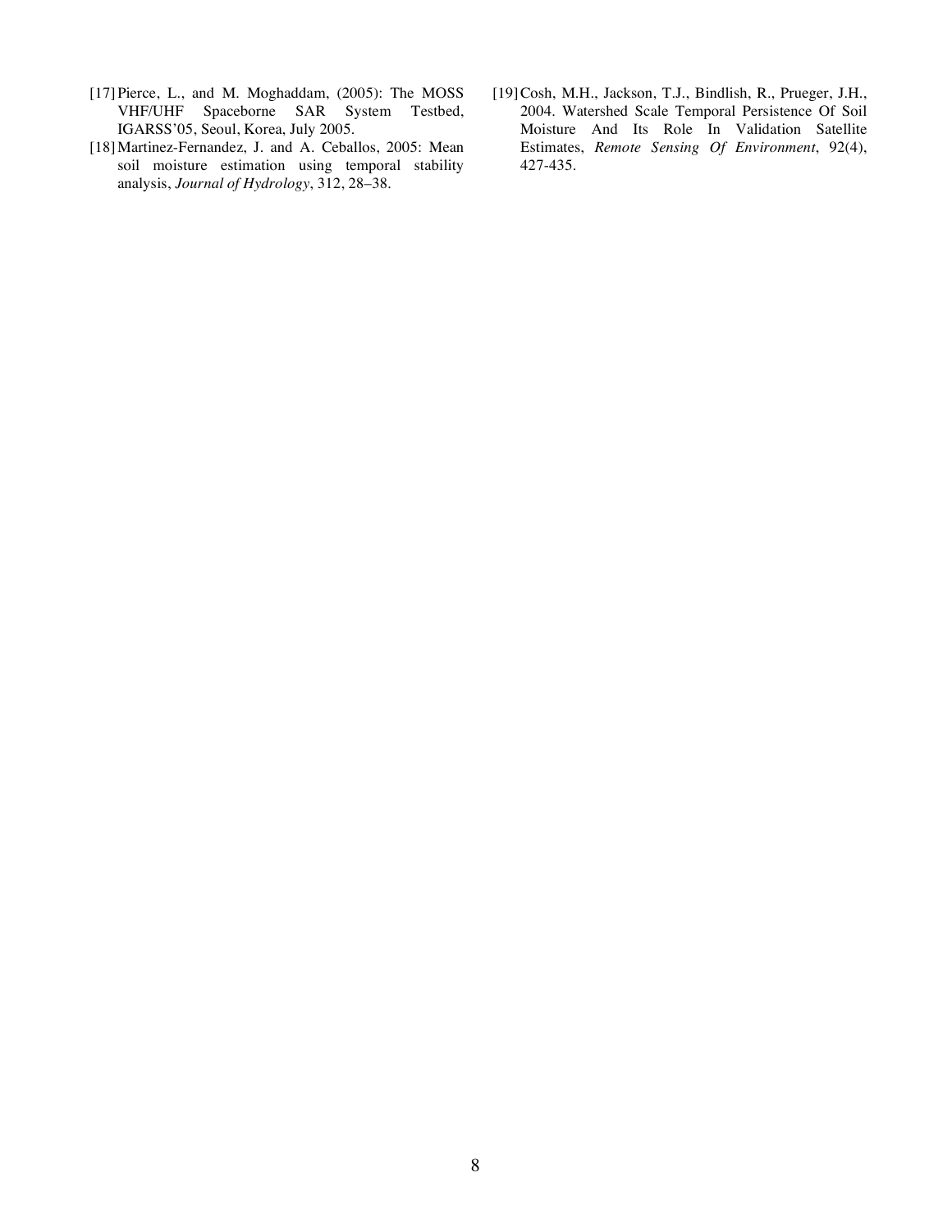[17] Pierce, L., and M. Moghaddam, (2005): The MOSS VHF/UHF Spaceborne SAR System Testbed, IGARSS'05, Seoul, Korea, July 2005.

[18] Martinez-Fernandez, J. and A. Ceballos, 2005: Mean soil moisture estimation using temporal stability analysis, *Journal of Hydrology*, 312, 28–38.

[19] Cosh, M.H., Jackson, T.J., Bindlish, R., Prueger, J.H., 2004. Watershed Scale Temporal Persistence Of Soil Moisture And Its Role In Validation Satellite Estimates, *Remote Sensing Of Environment*, 92(4), 427-435.